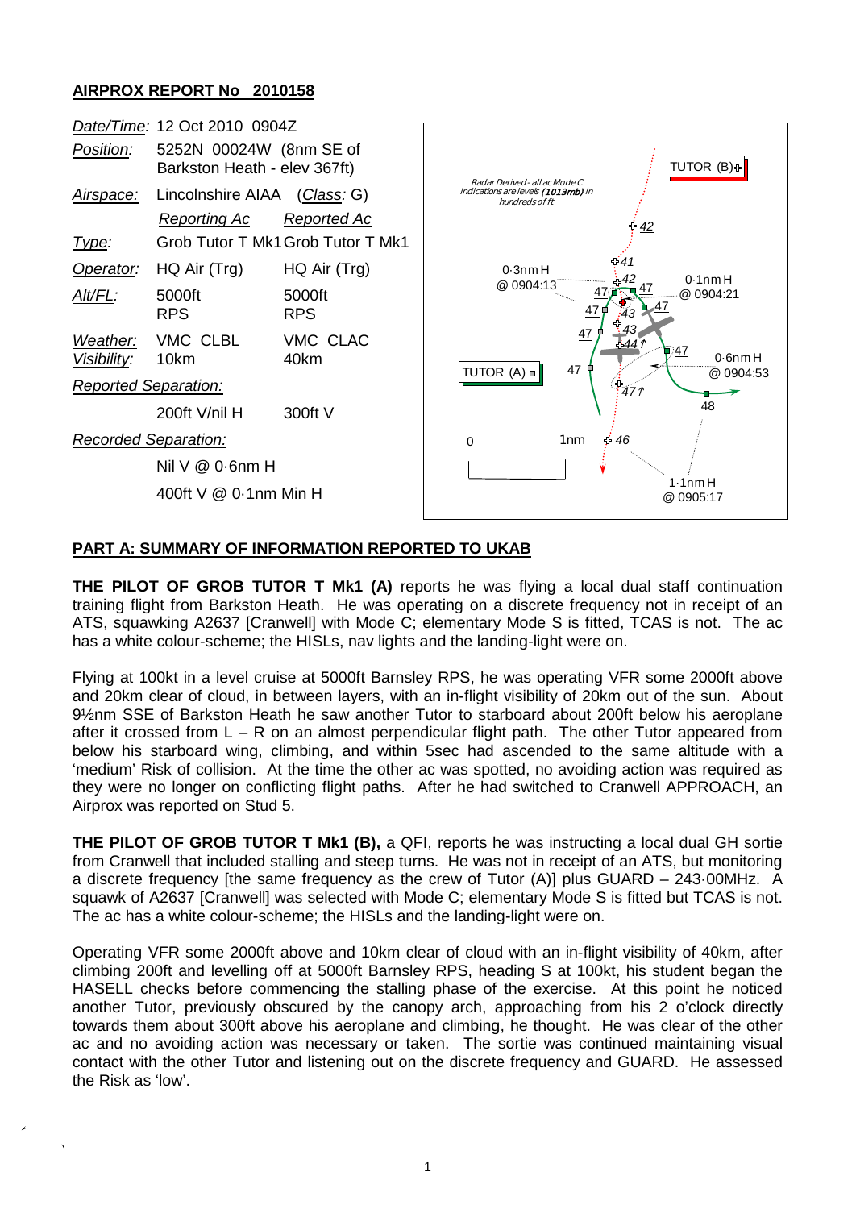**AIRPROX REPORT No 2010158**

| | | |
|---|---|---|
| *Date/Time:* | 12 Oct 2010 0904Z | |
| *Position:* | 5252N 00024W (8nm SE of Barkston Heath - elev 367ft) | |
| *Airspace:* | Lincolnshire AIAA (*Class*: G) | |
| | *Reporting Ac* | *Reported Ac* |
| *Type:* | Grob Tutor T Mk1 | Grob Tutor T Mk1 |
| *Operator:* | HQ Air (Trg) | HQ Air (Trg) |
| *Alt/FL:* | 5000ft RPS | 5000ft RPS |
| *Weather:* | VMC CLBL | VMC CLAC |
| *Visibility:* | 10km | 40km |
| *Reported Separation:* | | |
| | 200ft V/nil H | 300ft V |
| *Recorded Separation:* | | |
| | Nil V @ 0·6nm H | |
| | 400ft V @ 0·1nm Min H | |

**PART A: SUMMARY OF INFORMATION REPORTED TO UKAB**

**THE PILOT OF GROB TUTOR T Mk1 (A)** reports he was flying a local dual staff continuation training flight from Barkston Heath. He was operating on a discrete frequency not in receipt of an ATS, squawking A2637 [Cranwell] with Mode C; elementary Mode S is fitted, TCAS is not. The ac has a white colour-scheme; the HISLs, nav lights and the landing-light were on.

Flying at 100kt in a level cruise at 5000ft Barnsley RPS, he was operating VFR some 2000ft above and 20km clear of cloud, in between layers, with an in-flight visibility of 20km out of the sun. About 9½nm SSE of Barkston Heath he saw another Tutor to starboard about 200ft below his aeroplane after it crossed from L – R on an almost perpendicular flight path. The other Tutor appeared from below his starboard wing, climbing, and within 5sec had ascended to the same altitude with a 'medium' Risk of collision. At the time the other ac was spotted, no avoiding action was required as they were no longer on conflicting flight paths. After he had switched to Cranwell APPROACH, an Airprox was reported on Stud 5.

**THE PILOT OF GROB TUTOR T Mk1 (B),** a QFI, reports he was instructing a local dual GH sortie from Cranwell that included stalling and steep turns. He was not in receipt of an ATS, but monitoring a discrete frequency [the same frequency as the crew of Tutor (A)] plus GUARD – 243·00MHz. A squawk of A2637 [Cranwell] was selected with Mode C; elementary Mode S is fitted but TCAS is not. The ac has a white colour-scheme; the HISLs and the landing-light were on.

Operating VFR some 2000ft above and 10km clear of cloud with an in-flight visibility of 40km, after climbing 200ft and levelling off at 5000ft Barnsley RPS, heading S at 100kt, his student began the HASELL checks before commencing the stalling phase of the exercise. At this point he noticed another Tutor, previously obscured by the canopy arch, approaching from his 2 o'clock directly towards them about 300ft above his aeroplane and climbing, he thought. He was clear of the other ac and no avoiding action was necessary or taken. The sortie was continued maintaining visual contact with the other Tutor and listening out on the discrete frequency and GUARD. He assessed the Risk as 'low'.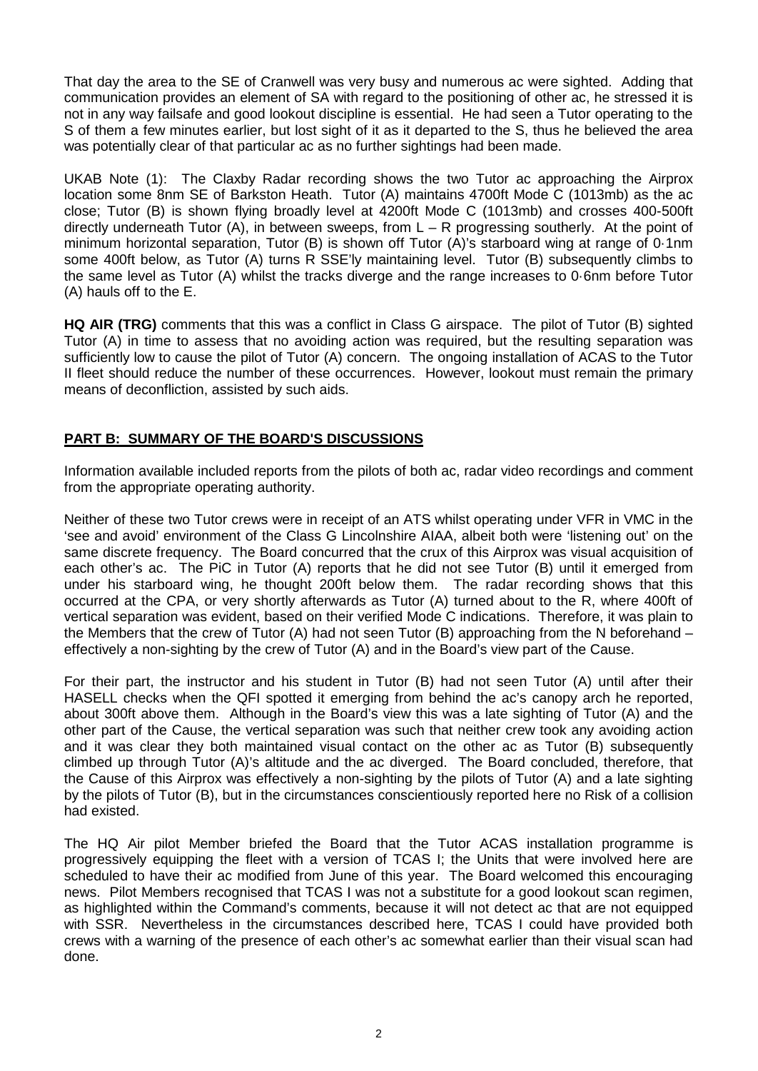That day the area to the SE of Cranwell was very busy and numerous ac were sighted. Adding that communication provides an element of SA with regard to the positioning of other ac, he stressed it is not in any way failsafe and good lookout discipline is essential. He had seen a Tutor operating to the S of them a few minutes earlier, but lost sight of it as it departed to the S, thus he believed the area was potentially clear of that particular ac as no further sightings had been made.

UKAB Note (1): The Claxby Radar recording shows the two Tutor ac approaching the Airprox location some 8nm SE of Barkston Heath. Tutor (A) maintains 4700ft Mode C (1013mb) as the ac close; Tutor (B) is shown flying broadly level at 4200ft Mode C (1013mb) and crosses 400-500ft directly underneath Tutor (A), in between sweeps, from L – R progressing southerly. At the point of minimum horizontal separation, Tutor (B) is shown off Tutor (A)'s starboard wing at range of 0·1nm some 400ft below, as Tutor (A) turns R SSE'ly maintaining level. Tutor (B) subsequently climbs to the same level as Tutor (A) whilst the tracks diverge and the range increases to 0·6nm before Tutor (A) hauls off to the E.

**HQ AIR (TRG)** comments that this was a conflict in Class G airspace. The pilot of Tutor (B) sighted Tutor (A) in time to assess that no avoiding action was required, but the resulting separation was sufficiently low to cause the pilot of Tutor (A) concern. The ongoing installation of ACAS to the Tutor II fleet should reduce the number of these occurrences. However, lookout must remain the primary means of deconfliction, assisted by such aids.

## PART B: SUMMARY OF THE BOARD'S DISCUSSIONS

Information available included reports from the pilots of both ac, radar video recordings and comment from the appropriate operating authority.

Neither of these two Tutor crews were in receipt of an ATS whilst operating under VFR in VMC in the 'see and avoid' environment of the Class G Lincolnshire AIAA, albeit both were 'listening out' on the same discrete frequency. The Board concurred that the crux of this Airprox was visual acquisition of each other's ac. The PiC in Tutor (A) reports that he did not see Tutor (B) until it emerged from under his starboard wing, he thought 200ft below them. The radar recording shows that this occurred at the CPA, or very shortly afterwards as Tutor (A) turned about to the R, where 400ft of vertical separation was evident, based on their verified Mode C indications. Therefore, it was plain to the Members that the crew of Tutor (A) had not seen Tutor (B) approaching from the N beforehand – effectively a non-sighting by the crew of Tutor (A) and in the Board's view part of the Cause.

For their part, the instructor and his student in Tutor (B) had not seen Tutor (A) until after their HASELL checks when the QFI spotted it emerging from behind the ac's canopy arch he reported, about 300ft above them. Although in the Board's view this was a late sighting of Tutor (A) and the other part of the Cause, the vertical separation was such that neither crew took any avoiding action and it was clear they both maintained visual contact on the other ac as Tutor (B) subsequently climbed up through Tutor (A)'s altitude and the ac diverged. The Board concluded, therefore, that the Cause of this Airprox was effectively a non-sighting by the pilots of Tutor (A) and a late sighting by the pilots of Tutor (B), but in the circumstances conscientiously reported here no Risk of a collision had existed.

The HQ Air pilot Member briefed the Board that the Tutor ACAS installation programme is progressively equipping the fleet with a version of TCAS I; the Units that were involved here are scheduled to have their ac modified from June of this year. The Board welcomed this encouraging news. Pilot Members recognised that TCAS I was not a substitute for a good lookout scan regimen, as highlighted within the Command's comments, because it will not detect ac that are not equipped with SSR. Nevertheless in the circumstances described here, TCAS I could have provided both crews with a warning of the presence of each other's ac somewhat earlier than their visual scan had done.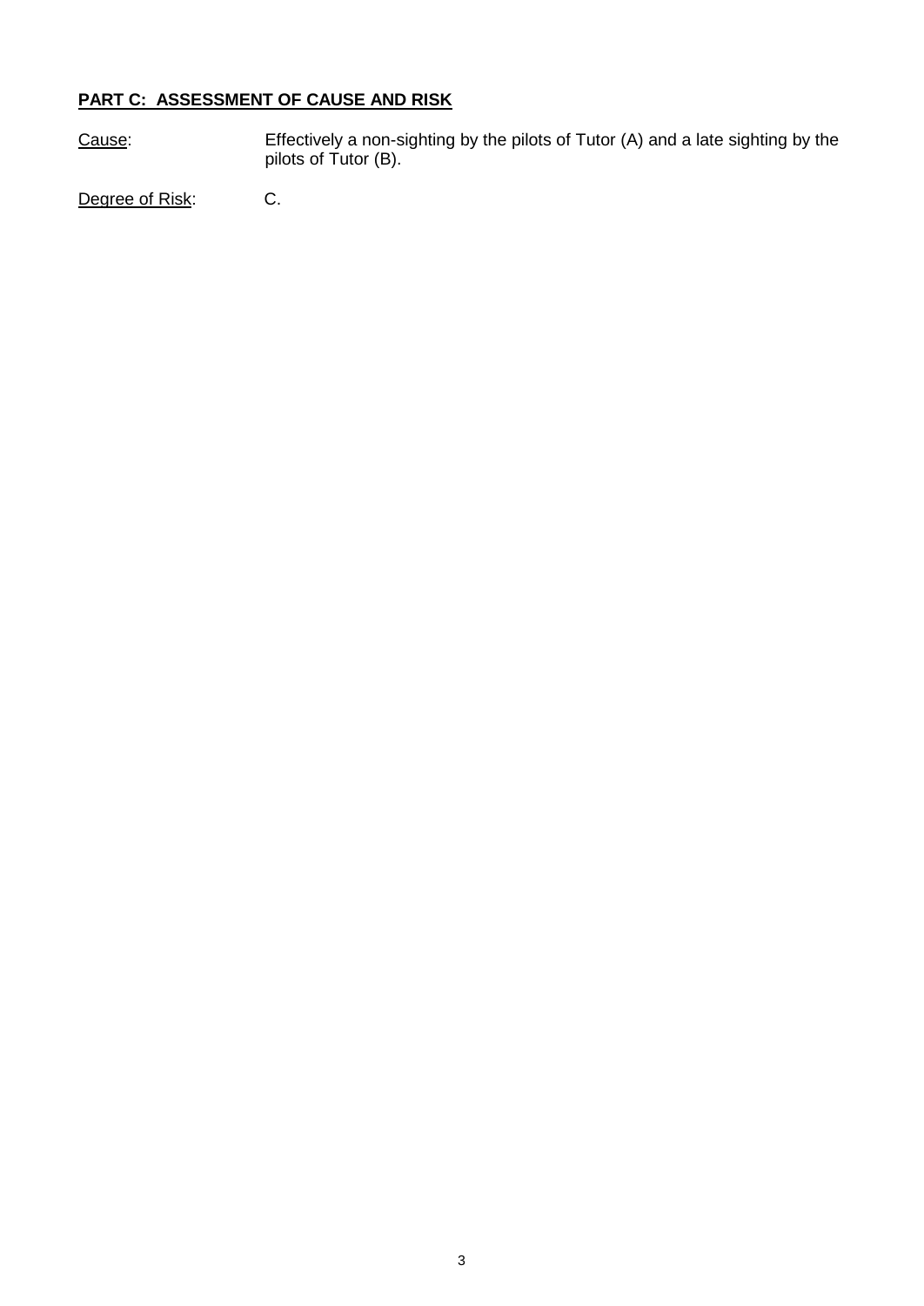## PART C: ASSESSMENT OF CAUSE AND RISK

Cause: Effectively a non-sighting by the pilots of Tutor (A) and a late sighting by the pilots of Tutor (B).

Degree of Risk: C.